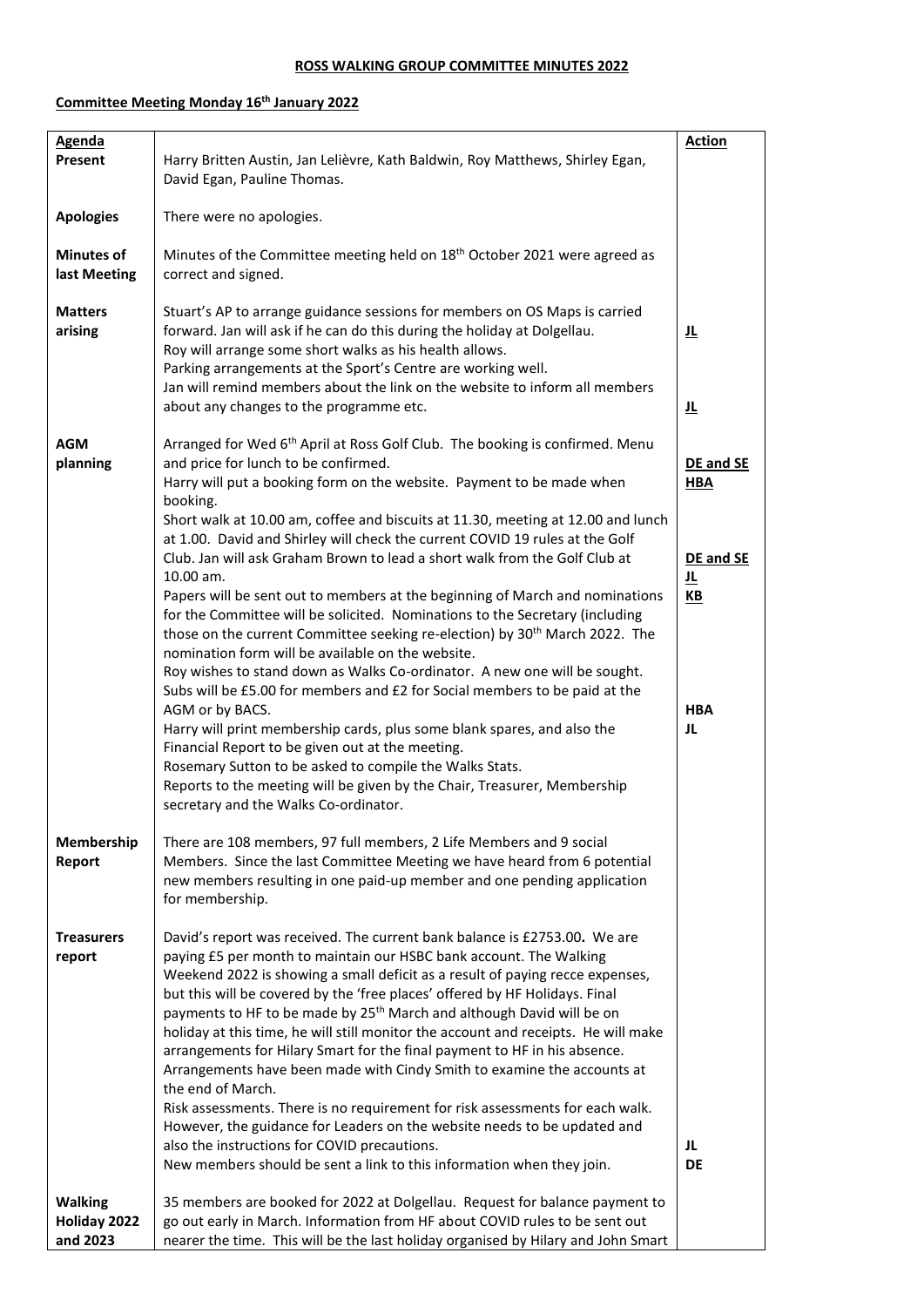# ROSS WALKING GROUP COMMITTEE MINUTES 2022

## Committee Meeting Monday 16th January 2022

| Agenda | | Action |
|---|---|---|
| **Present** | Harry Britten Austin, Jan Lelièvre, Kath Baldwin, Roy Matthews, Shirley Egan, David Egan, Pauline Thomas. | |
| **Apologies** | There were no apologies. | |
| **Minutes of last Meeting** | Minutes of the Committee meeting held on 18th October 2021 were agreed as correct and signed. | |
| **Matters arising** | Stuart's AP to arrange guidance sessions for members on OS Maps is carried forward. Jan will ask if he can do this during the holiday at Dolgellau.<br>Roy will arrange some short walks as his health allows.<br>Parking arrangements at the Sport's Centre are working well.<br>Jan will remind members about the link on the website to inform all members about any changes to the programme etc. | **JL**<br><br>**JL** |
| **AGM planning** | Arranged for Wed 6th April at Ross Golf Club. The booking is confirmed. Menu and price for lunch to be confirmed.<br>Harry will put a booking form on the website. Payment to be made when booking.<br>Short walk at 10.00 am, coffee and biscuits at 11.30, meeting at 12.00 and lunch at 1.00. David and Shirley will check the current COVID 19 rules at the Golf Club. Jan will ask Graham Brown to lead a short walk from the Golf Club at 10.00 am.<br>Papers will be sent out to members at the beginning of March and nominations for the Committee will be solicited. Nominations to the Secretary (including those on the current Committee seeking re-election) by 30th March 2022. The nomination form will be available on the website.<br>Roy wishes to stand down as Walks Co-ordinator. A new one will be sought.<br>Subs will be £5.00 for members and £2 for Social members to be paid at the AGM or by BACS.<br>Harry will print membership cards, plus some blank spares, and also the Financial Report to be given out at the meeting.<br>Rosemary Sutton to be asked to compile the Walks Stats.<br>Reports to the meeting will be given by the Chair, Treasurer, Membership secretary and the Walks Co-ordinator. | **DE and SE**<br>**HBA**<br><br>**DE and SE**<br>**JL**<br>**KB**<br><br>**HBA**<br>**JL** |
| **Membership Report** | There are 108 members, 97 full members, 2 Life Members and 9 social Members. Since the last Committee Meeting we have heard from 6 potential new members resulting in one paid-up member and one pending application for membership. | |
| **Treasurers report** | David's report was received. The current bank balance is £2753.00**.** We are paying £5 per month to maintain our HSBC bank account. The Walking Weekend 2022 is showing a small deficit as a result of paying recce expenses, but this will be covered by the 'free places' offered by HF Holidays. Final payments to HF to be made by 25th March and although David will be on holiday at this time, he will still monitor the account and receipts. He will make arrangements for Hilary Smart for the final payment to HF in his absence. Arrangements have been made with Cindy Smith to examine the accounts at the end of March.<br>Risk assessments. There is no requirement for risk assessments for each walk. However, the guidance for Leaders on the website needs to be updated and also the instructions for COVID precautions.<br>New members should be sent a link to this information when they join. | <br><br><br><br><br><br><br><br>**JL**<br>**DE** |
| **Walking Holiday 2022 and 2023** | 35 members are booked for 2022 at Dolgellau. Request for balance payment to go out early in March. Information from HF about COVID rules to be sent out nearer the time. This will be the last holiday organised by Hilary and John Smart | |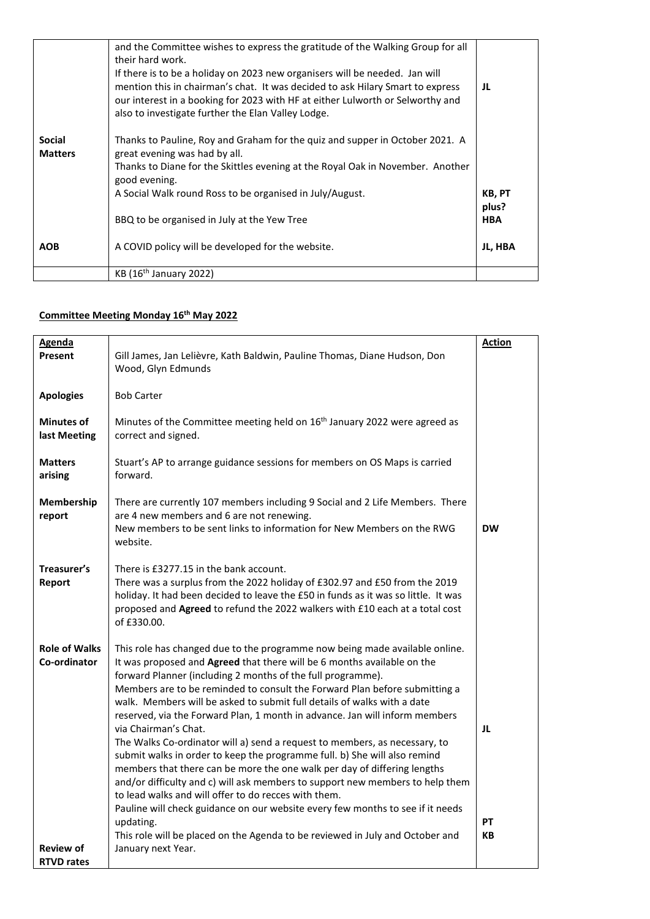| | | |
|---|---|---|
| | and the Committee wishes to express the gratitude of the Walking Group for all their hard work.<br>If there is to be a holiday on 2023 new organisers will be needed. Jan will mention this in chairman's chat. It was decided to ask Hilary Smart to express our interest in a booking for 2023 with HF at either Lulworth or Selworthy and also to investigate further the Elan Valley Lodge. | **JL** |
| **Social Matters** | Thanks to Pauline, Roy and Graham for the quiz and supper in October 2021. A great evening was had by all.<br>Thanks to Diane for the Skittles evening at the Royal Oak in November. Another good evening.<br>A Social Walk round Ross to be organised in July/August.<br><br>BBQ to be organised in July at the Yew Tree | <br><br><br><br>**KB, PT plus?**<br>**HBA** |
| **AOB** | A COVID policy will be developed for the website. | **JL, HBA** |
| | KB (16th January 2022) | |

## Committee Meeting Monday 16th May 2022

| **Agenda** | | **Action** |
|---|---|---|
| **Present** | Gill James, Jan Lelièvre, Kath Baldwin, Pauline Thomas, Diane Hudson, Don Wood, Glyn Edmunds | |
| **Apologies** | Bob Carter | |
| **Minutes of last Meeting** | Minutes of the Committee meeting held on 16th January 2022 were agreed as correct and signed. | |
| **Matters arising** | Stuart's AP to arrange guidance sessions for members on OS Maps is carried forward. | |
| **Membership report** | There are currently 107 members including 9 Social and 2 Life Members. There are 4 new members and 6 are not renewing.<br>New members to be sent links to information for New Members on the RWG website. | <br><br>**DW** |
| **Treasurer's Report** | There is £3277.15 in the bank account.<br>There was a surplus from the 2022 holiday of £302.97 and £50 from the 2019 holiday. It had been decided to leave the £50 in funds as it was so little. It was proposed and **Agreed** to refund the 2022 walkers with £10 each at a total cost of £330.00. | |
| **Role of Walks Co-ordinator** | This role has changed due to the programme now being made available online. It was proposed and **Agreed** that there will be 6 months available on the forward Planner (including 2 months of the full programme).<br>Members are to be reminded to consult the Forward Plan before submitting a walk. Members will be asked to submit full details of walks with a date reserved, via the Forward Plan, 1 month in advance. Jan will inform members via Chairman's Chat.<br>The Walks Co-ordinator will a) send a request to members, as necessary, to submit walks in order to keep the programme full. b) She will also remind members that there can be more the one walk per day of differing lengths and/or difficulty and c) will ask members to support new members to help them to lead walks and will offer to do recces with them.<br>Pauline will check guidance on our website every few months to see if it needs updating.<br>This role will be placed on the Agenda to be reviewed in July and October and January next Year. | <br><br><br><br><br>**JL**<br><br><br><br><br>**PT**<br>**KB** |
| **Review of RTVD rates** | | |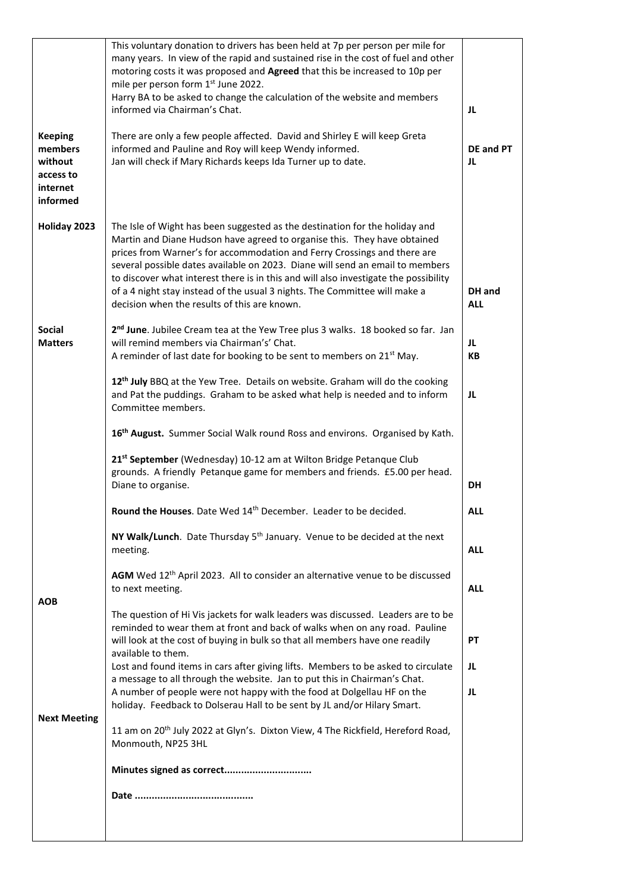| | | |
|---|---|---|
| | This voluntary donation to drivers has been held at 7p per person per mile for many years. In view of the rapid and sustained rise in the cost of fuel and other motoring costs it was proposed and **Agreed** that this be increased to 10p per mile per person form 1st June 2022.<br>Harry BA to be asked to change the calculation of the website and members informed via Chairman's Chat. | JL |
| **Keeping members without access to internet informed** | There are only a few people affected. David and Shirley E will keep Greta informed and Pauline and Roy will keep Wendy informed.<br>Jan will check if Mary Richards keeps Ida Turner up to date. | DE and PT<br>JL |
| **Holiday 2023** | The Isle of Wight has been suggested as the destination for the holiday and Martin and Diane Hudson have agreed to organise this. They have obtained prices from Warner's for accommodation and Ferry Crossings and there are several possible dates available on 2023. Diane will send an email to members to discover what interest there is in this and will also investigate the possibility of a 4 night stay instead of the usual 3 nights. The Committee will make a decision when the results of this are known. | DH and ALL |
| **Social Matters** | **2nd June**. Jubilee Cream tea at the Yew Tree plus 3 walks. 18 booked so far. Jan will remind members via Chairman's' Chat.<br>A reminder of last date for booking to be sent to members on 21st May. | JL<br>KB |
| | **12th July** BBQ at the Yew Tree. Details on website. Graham will do the cooking and Pat the puddings. Graham to be asked what help is needed and to inform Committee members. | JL |
| | **16th August.** Summer Social Walk round Ross and environs. Organised by Kath. | |
| | **21st September** (Wednesday) 10-12 am at Wilton Bridge Petanque Club grounds. A friendly Petanque game for members and friends. £5.00 per head. Diane to organise. | DH |
| | **Round the Houses**. Date Wed 14th December. Leader to be decided. | ALL |
| | **NY Walk/Lunch**. Date Thursday 5th January. Venue to be decided at the next meeting. | ALL |
| | **AGM** Wed 12th April 2023. All to consider an alternative venue to be discussed to next meeting. | ALL |
| **AOB** | The question of Hi Vis jackets for walk leaders was discussed. Leaders are to be reminded to wear them at front and back of walks when on any road. Pauline will look at the cost of buying in bulk so that all members have one readily available to them.<br>Lost and found items in cars after giving lifts. Members to be asked to circulate a message to all through the website. Jan to put this in Chairman's Chat.<br>A number of people were not happy with the food at Dolgellau HF on the holiday. Feedback to Dolserau Hall to be sent by JL and/or Hilary Smart. | PT<br>JL<br>JL |
| **Next Meeting** | 11 am on 20th July 2022 at Glyn's. Dixton View, 4 The Rickfield, Hereford Road, Monmouth, NP25 3HL<br><br>**Minutes signed as correct...............................**<br><br>**Date .........................................** | |